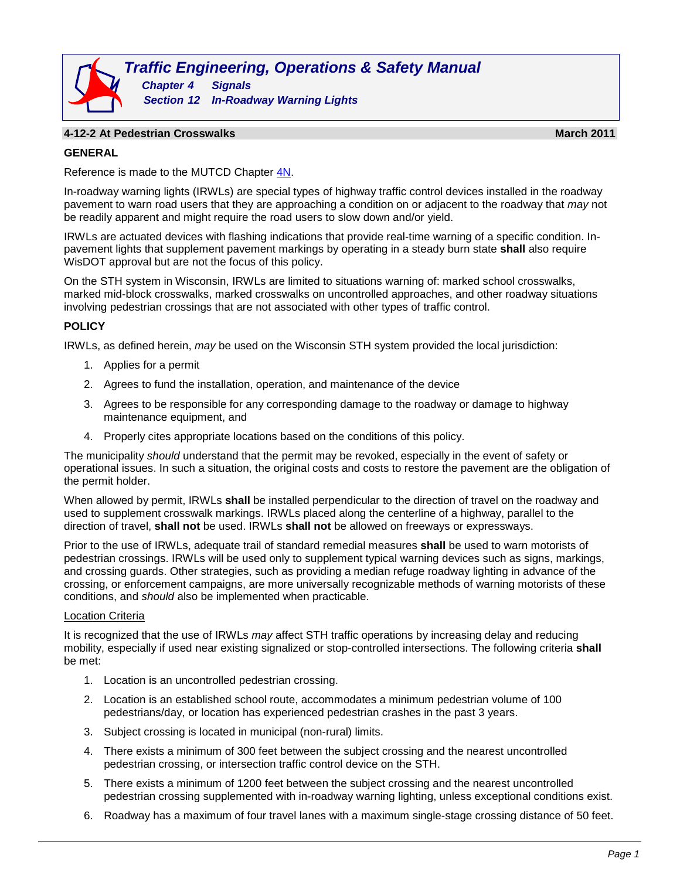# Traffic Engineering, Operations & Safety Manual

**Chapter 4 Signals**

**Section 12 In-Roadway Warning Lights**

## 4-12-2 At Pedestrian Crosswalks

**March 2011**

### GENERAL

Reference is made to the MUTCD Chapter 4N.

In-roadway warning lights (IRWLs) are special types of highway traffic control devices installed in the roadway pavement to warn road users that they are approaching a condition on or adjacent to the roadway that *may* not be readily apparent and might require the road users to slow down and/or yield.

IRWLs are actuated devices with flashing indications that provide real-time warning of a specific condition. In-pavement lights that supplement pavement markings by operating in a steady burn state **shall** also require WisDOT approval but are not the focus of this policy.

On the STH system in Wisconsin, IRWLs are limited to situations warning of: marked school crosswalks, marked mid-block crosswalks, marked crosswalks on uncontrolled approaches, and other roadway situations involving pedestrian crossings that are not associated with other types of traffic control.

### POLICY

IRWLs, as defined herein, *may* be used on the Wisconsin STH system provided the local jurisdiction:

1. Applies for a permit
2. Agrees to fund the installation, operation, and maintenance of the device
3. Agrees to be responsible for any corresponding damage to the roadway or damage to highway maintenance equipment, and
4. Properly cites appropriate locations based on the conditions of this policy.

The municipality *should* understand that the permit may be revoked, especially in the event of safety or operational issues. In such a situation, the original costs and costs to restore the pavement are the obligation of the permit holder.

When allowed by permit, IRWLs **shall** be installed perpendicular to the direction of travel on the roadway and used to supplement crosswalk markings. IRWLs placed along the centerline of a highway, parallel to the direction of travel, **shall not** be used. IRWLs **shall not** be allowed on freeways or expressways.

Prior to the use of IRWLs, adequate trail of standard remedial measures **shall** be used to warn motorists of pedestrian crossings. IRWLs will be used only to supplement typical warning devices such as signs, markings, and crossing guards. Other strategies, such as providing a median refuge roadway lighting in advance of the crossing, or enforcement campaigns, are more universally recognizable methods of warning motorists of these conditions, and *should* also be implemented when practicable.

#### Location Criteria

It is recognized that the use of IRWLs *may* affect STH traffic operations by increasing delay and reducing mobility, especially if used near existing signalized or stop-controlled intersections. The following criteria **shall** be met:

1. Location is an uncontrolled pedestrian crossing.
2. Location is an established school route, accommodates a minimum pedestrian volume of 100 pedestrians/day, or location has experienced pedestrian crashes in the past 3 years.
3. Subject crossing is located in municipal (non-rural) limits.
4. There exists a minimum of 300 feet between the subject crossing and the nearest uncontrolled pedestrian crossing, or intersection traffic control device on the STH.
5. There exists a minimum of 1200 feet between the subject crossing and the nearest uncontrolled pedestrian crossing supplemented with in-roadway warning lighting, unless exceptional conditions exist.
6. Roadway has a maximum of four travel lanes with a maximum single-stage crossing distance of 50 feet.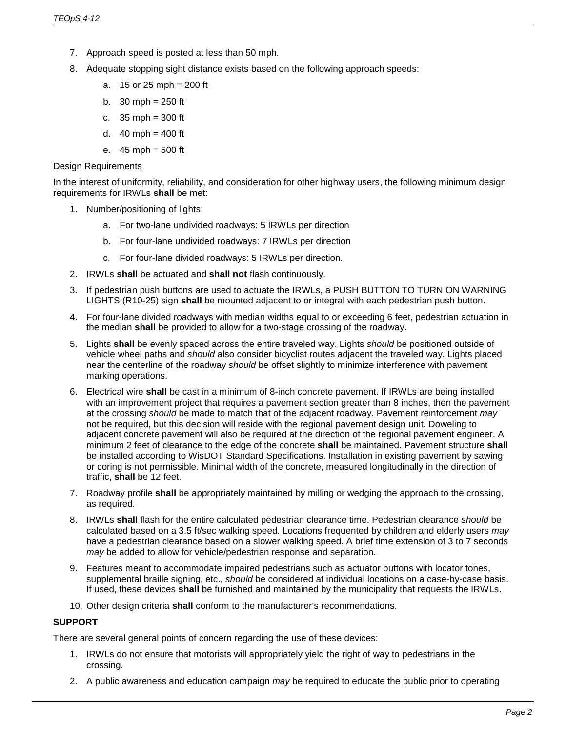7. Approach speed is posted at less than 50 mph.
8. Adequate stopping sight distance exists based on the following approach speeds:
   a. 15 or 25 mph = 200 ft
   b. 30 mph = 250 ft
   c. 35 mph = 300 ft
   d. 40 mph = 400 ft
   e. 45 mph = 500 ft

<u>Design Requirements</u>

In the interest of uniformity, reliability, and consideration for other highway users, the following minimum design requirements for IRWLs **shall** be met:

1. Number/positioning of lights:
   a. For two-lane undivided roadways: 5 IRWLs per direction
   b. For four-lane undivided roadways: 7 IRWLs per direction
   c. For four-lane divided roadways: 5 IRWLs per direction.
2. IRWLs **shall** be actuated and **shall not** flash continuously.
3. If pedestrian push buttons are used to actuate the IRWLs, a PUSH BUTTON TO TURN ON WARNING LIGHTS (R10-25) sign **shall** be mounted adjacent to or integral with each pedestrian push button.
4. For four-lane divided roadways with median widths equal to or exceeding 6 feet, pedestrian actuation in the median **shall** be provided to allow for a two-stage crossing of the roadway.
5. Lights **shall** be evenly spaced across the entire traveled way. Lights *should* be positioned outside of vehicle wheel paths and *should* also consider bicyclist routes adjacent the traveled way. Lights placed near the centerline of the roadway *should* be offset slightly to minimize interference with pavement marking operations.
6. Electrical wire **shall** be cast in a minimum of 8-inch concrete pavement. If IRWLs are being installed with an improvement project that requires a pavement section greater than 8 inches, then the pavement at the crossing *should* be made to match that of the adjacent roadway. Pavement reinforcement *may* not be required, but this decision will reside with the regional pavement design unit. Doweling to adjacent concrete pavement will also be required at the direction of the regional pavement engineer. A minimum 2 feet of clearance to the edge of the concrete **shall** be maintained. Pavement structure **shall** be installed according to WisDOT Standard Specifications. Installation in existing pavement by sawing or coring is not permissible. Minimal width of the concrete, measured longitudinally in the direction of traffic, **shall** be 12 feet.
7. Roadway profile **shall** be appropriately maintained by milling or wedging the approach to the crossing, as required.
8. IRWLs **shall** flash for the entire calculated pedestrian clearance time. Pedestrian clearance *should* be calculated based on a 3.5 ft/sec walking speed. Locations frequented by children and elderly users *may* have a pedestrian clearance based on a slower walking speed. A brief time extension of 3 to 7 seconds *may* be added to allow for vehicle/pedestrian response and separation.
9. Features meant to accommodate impaired pedestrians such as actuator buttons with locator tones, supplemental braille signing, etc., *should* be considered at individual locations on a case-by-case basis. If used, these devices **shall** be furnished and maintained by the municipality that requests the IRWLs.
10. Other design criteria **shall** conform to the manufacturer's recommendations.

**SUPPORT**

There are several general points of concern regarding the use of these devices:

1. IRWLs do not ensure that motorists will appropriately yield the right of way to pedestrians in the crossing.
2. A public awareness and education campaign *may* be required to educate the public prior to operating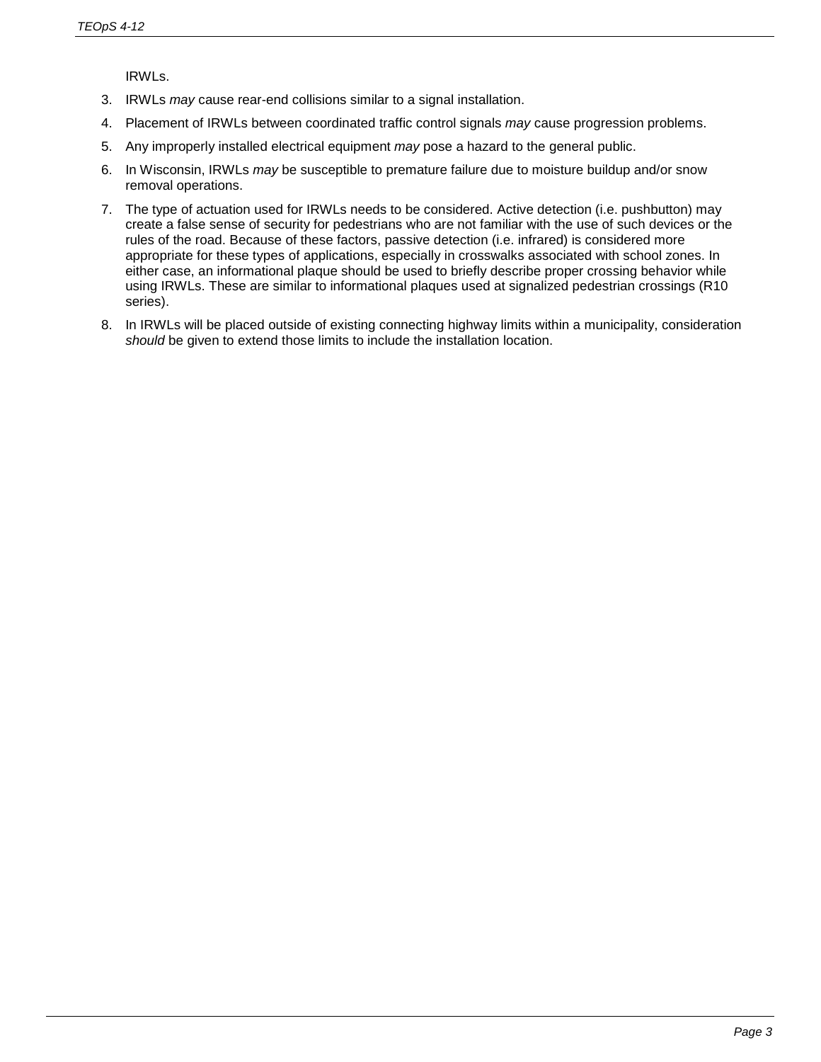IRWLs.

3. IRWLs *may* cause rear-end collisions similar to a signal installation.
4. Placement of IRWLs between coordinated traffic control signals *may* cause progression problems.
5. Any improperly installed electrical equipment *may* pose a hazard to the general public.
6. In Wisconsin, IRWLs *may* be susceptible to premature failure due to moisture buildup and/or snow removal operations.
7. The type of actuation used for IRWLs needs to be considered. Active detection (i.e. pushbutton) may create a false sense of security for pedestrians who are not familiar with the use of such devices or the rules of the road. Because of these factors, passive detection (i.e. infrared) is considered more appropriate for these types of applications, especially in crosswalks associated with school zones. In either case, an informational plaque should be used to briefly describe proper crossing behavior while using IRWLs. These are similar to informational plaques used at signalized pedestrian crossings (R10 series).
8. In IRWLs will be placed outside of existing connecting highway limits within a municipality, consideration *should* be given to extend those limits to include the installation location.